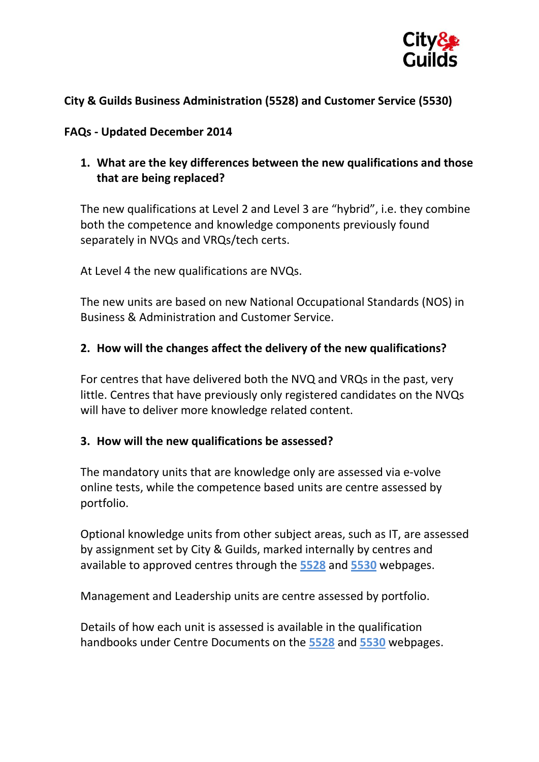**City & Guilds Business Administration (5528) and Customer Service (5530)**

**FAQs - Updated December 2014**

1. **What are the key differences between the new qualifications and those that are being replaced?**

   The new qualifications at Level 2 and Level 3 are "hybrid", i.e. they combine both the competence and knowledge components previously found separately in NVQs and VRQs/tech certs.

   At Level 4 the new qualifications are NVQs.

   The new units are based on new National Occupational Standards (NOS) in Business & Administration and Customer Service.

2. **How will the changes affect the delivery of the new qualifications?**

   For centres that have delivered both the NVQ and VRQs in the past, very little. Centres that have previously only registered candidates on the NVQs will have to deliver more knowledge related content.

3. **How will the new qualifications be assessed?**

   The mandatory units that are knowledge only are assessed via e-volve online tests, while the competence based units are centre assessed by portfolio.

   Optional knowledge units from other subject areas, such as IT, are assessed by assignment set by City & Guilds, marked internally by centres and available to approved centres through the 5528 and 5530 webpages.

   Management and Leadership units are centre assessed by portfolio.

   Details of how each unit is assessed is available in the qualification handbooks under Centre Documents on the 5528 and 5530 webpages.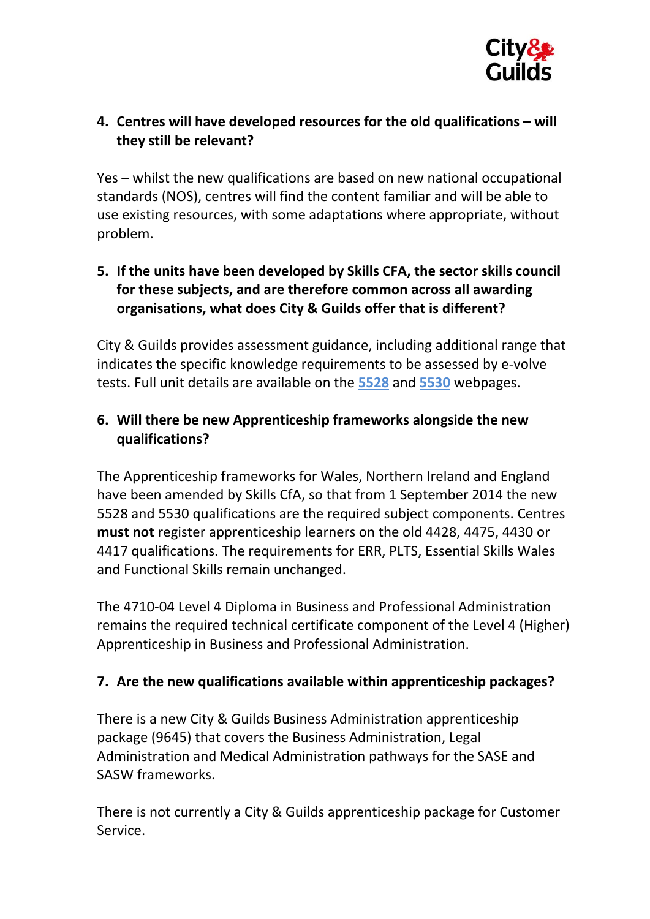4. **Centres will have developed resources for the old qualifications – will they still be relevant?**

Yes – whilst the new qualifications are based on new national occupational standards (NOS), centres will find the content familiar and will be able to use existing resources, with some adaptations where appropriate, without problem.

5. **If the units have been developed by Skills CFA, the sector skills council for these subjects, and are therefore common across all awarding organisations, what does City & Guilds offer that is different?**

City & Guilds provides assessment guidance, including additional range that indicates the specific knowledge requirements to be assessed by e-volve tests. Full unit details are available on the 5528 and 5530 webpages.

6. **Will there be new Apprenticeship frameworks alongside the new qualifications?**

The Apprenticeship frameworks for Wales, Northern Ireland and England have been amended by Skills CfA, so that from 1 September 2014 the new 5528 and 5530 qualifications are the required subject components. Centres **must not** register apprenticeship learners on the old 4428, 4475, 4430 or 4417 qualifications. The requirements for ERR, PLTS, Essential Skills Wales and Functional Skills remain unchanged.

The 4710-04 Level 4 Diploma in Business and Professional Administration remains the required technical certificate component of the Level 4 (Higher) Apprenticeship in Business and Professional Administration.

7. **Are the new qualifications available within apprenticeship packages?**

There is a new City & Guilds Business Administration apprenticeship package (9645) that covers the Business Administration, Legal Administration and Medical Administration pathways for the SASE and SASW frameworks.

There is not currently a City & Guilds apprenticeship package for Customer Service.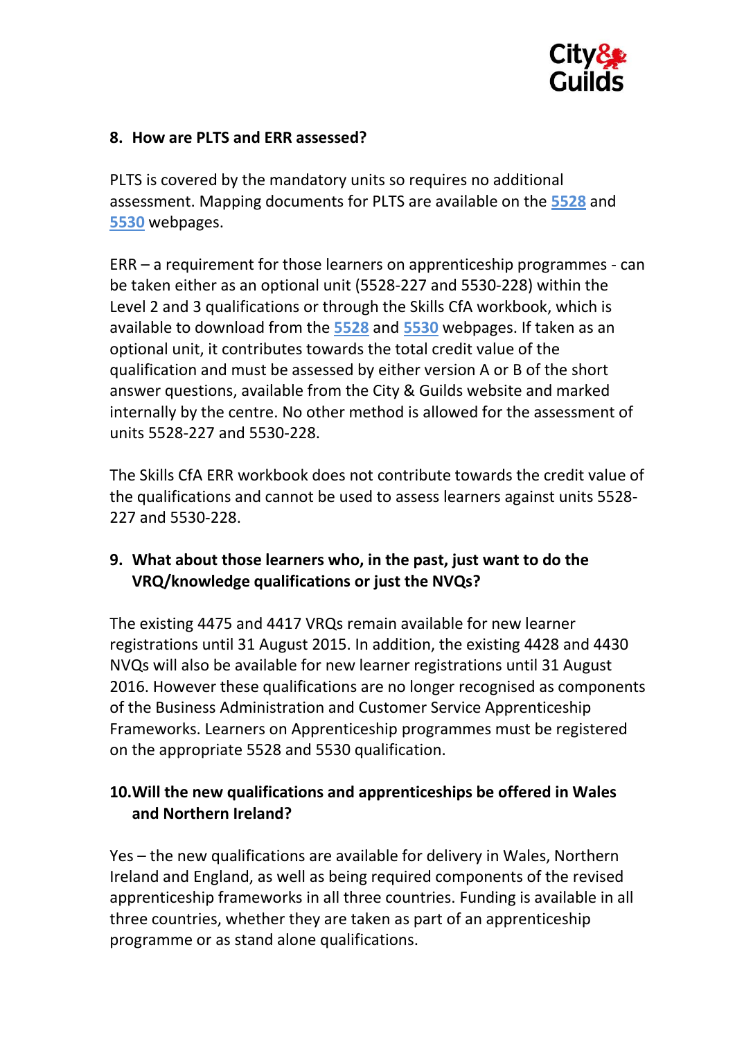## 8. How are PLTS and ERR assessed?

PLTS is covered by the mandatory units so requires no additional assessment. Mapping documents for PLTS are available on the **5528** and **5530** webpages.

ERR – a requirement for those learners on apprenticeship programmes - can be taken either as an optional unit (5528-227 and 5530-228) within the Level 2 and 3 qualifications or through the Skills CfA workbook, which is available to download from the **5528** and **5530** webpages. If taken as an optional unit, it contributes towards the total credit value of the qualification and must be assessed by either version A or B of the short answer questions, available from the City & Guilds website and marked internally by the centre. No other method is allowed for the assessment of units 5528-227 and 5530-228.

The Skills CfA ERR workbook does not contribute towards the credit value of the qualifications and cannot be used to assess learners against units 5528-227 and 5530-228.

## 9. What about those learners who, in the past, just want to do the VRQ/knowledge qualifications or just the NVQs?

The existing 4475 and 4417 VRQs remain available for new learner registrations until 31 August 2015. In addition, the existing 4428 and 4430 NVQs will also be available for new learner registrations until 31 August 2016. However these qualifications are no longer recognised as components of the Business Administration and Customer Service Apprenticeship Frameworks. Learners on Apprenticeship programmes must be registered on the appropriate 5528 and 5530 qualification.

## 10. Will the new qualifications and apprenticeships be offered in Wales and Northern Ireland?

Yes – the new qualifications are available for delivery in Wales, Northern Ireland and England, as well as being required components of the revised apprenticeship frameworks in all three countries. Funding is available in all three countries, whether they are taken as part of an apprenticeship programme or as stand alone qualifications.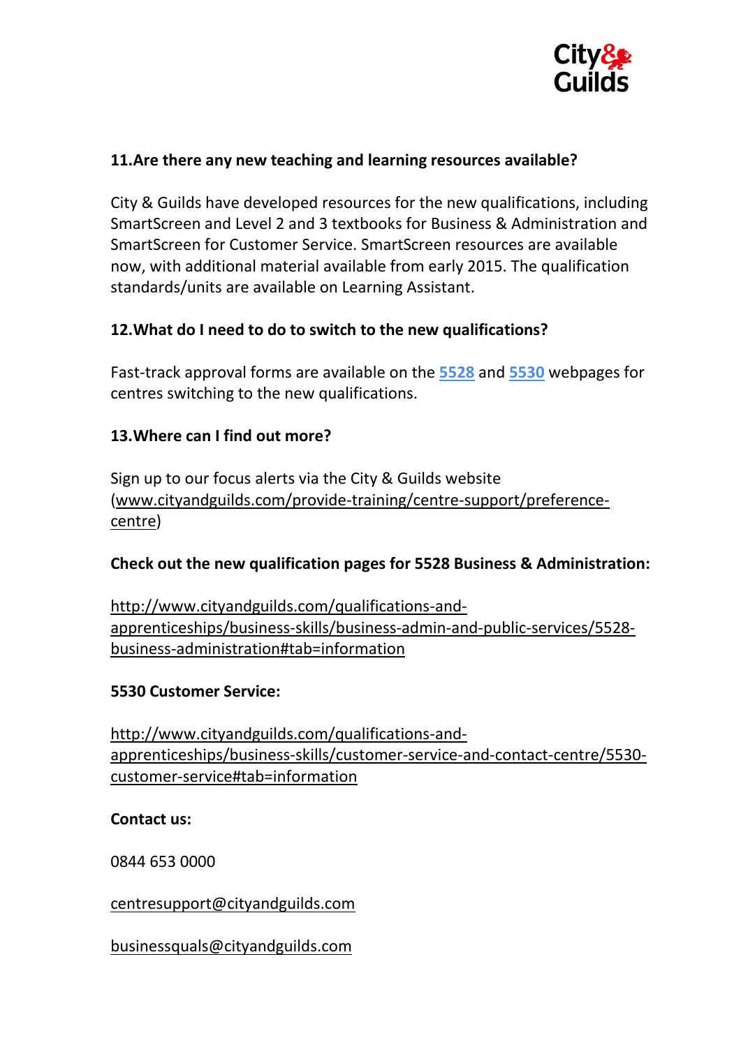**11.Are there any new teaching and learning resources available?**

City & Guilds have developed resources for the new qualifications, including SmartScreen and Level 2 and 3 textbooks for Business & Administration and SmartScreen for Customer Service. SmartScreen resources are available now, with additional material available from early 2015. The qualification standards/units are available on Learning Assistant.

**12.What do I need to do to switch to the new qualifications?**

Fast-track approval forms are available on the **5528** and **5530** webpages for centres switching to the new qualifications.

**13.Where can I find out more?**

Sign up to our focus alerts via the City & Guilds website (www.cityandguilds.com/provide-training/centre-support/preference-centre)

**Check out the new qualification pages for 5528 Business & Administration:**

http://www.cityandguilds.com/qualifications-and-apprenticeships/business-skills/business-admin-and-public-services/5528-business-administration#tab=information

**5530 Customer Service:**

http://www.cityandguilds.com/qualifications-and-apprenticeships/business-skills/customer-service-and-contact-centre/5530-customer-service#tab=information

**Contact us:**

0844 653 0000

centresupport@cityandguilds.com

businessquals@cityandguilds.com